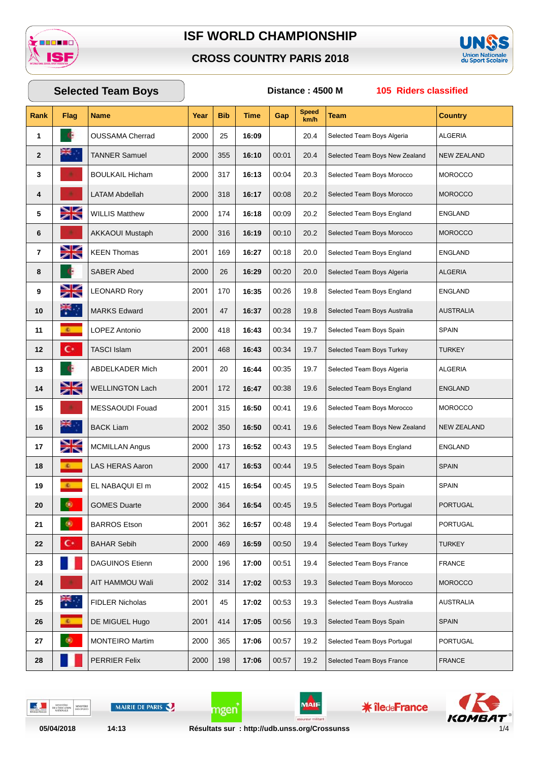# ISF WORLD CHAMPIONSHIP

## CROSS COUNTRY PARIS 2018

### Selected Team Boys

**Distance : 4500 M** **105 Riders classified**

| Rank | Flag | Name | Year | Bib | Time | Gap | Speed km/h | Team | Country |
|---|---|---|---|---|---|---|---|---|---|
| 1 | | OUSSAMA Cherrad | 2000 | 25 | 16:09 | | 20.4 | Selected Team Boys Algeria | ALGERIA |
| 2 | | TANNER Samuel | 2000 | 355 | 16:10 | 00:01 | 20.4 | Selected Team Boys New Zealand | NEW ZEALAND |
| 3 | | BOULKAIL Hicham | 2000 | 317 | 16:13 | 00:04 | 20.3 | Selected Team Boys Morocco | MOROCCO |
| 4 | | LATAM Abdellah | 2000 | 318 | 16:17 | 00:08 | 20.2 | Selected Team Boys Morocco | MOROCCO |
| 5 | | WILLIS Matthew | 2000 | 174 | 16:18 | 00:09 | 20.2 | Selected Team Boys England | ENGLAND |
| 6 | | AKKAOUI Mustaph | 2000 | 316 | 16:19 | 00:10 | 20.2 | Selected Team Boys Morocco | MOROCCO |
| 7 | | KEEN Thomas | 2001 | 169 | 16:27 | 00:18 | 20.0 | Selected Team Boys England | ENGLAND |
| 8 | | SABER Abed | 2000 | 26 | 16:29 | 00:20 | 20.0 | Selected Team Boys Algeria | ALGERIA |
| 9 | | LEONARD Rory | 2001 | 170 | 16:35 | 00:26 | 19.8 | Selected Team Boys England | ENGLAND |
| 10 | | MARKS Edward | 2001 | 47 | 16:37 | 00:28 | 19.8 | Selected Team Boys Australia | AUSTRALIA |
| 11 | | LOPEZ Antonio | 2000 | 418 | 16:43 | 00:34 | 19.7 | Selected Team Boys Spain | SPAIN |
| 12 | | TASCI Islam | 2001 | 468 | 16:43 | 00:34 | 19.7 | Selected Team Boys Turkey | TURKEY |
| 13 | | ABDELKADER Mich | 2001 | 20 | 16:44 | 00:35 | 19.7 | Selected Team Boys Algeria | ALGERIA |
| 14 | | WELLINGTON Lach | 2001 | 172 | 16:47 | 00:38 | 19.6 | Selected Team Boys England | ENGLAND |
| 15 | | MESSAOUDI Fouad | 2001 | 315 | 16:50 | 00:41 | 19.6 | Selected Team Boys Morocco | MOROCCO |
| 16 | | BACK Liam | 2002 | 350 | 16:50 | 00:41 | 19.6 | Selected Team Boys New Zealand | NEW ZEALAND |
| 17 | | MCMILLAN Angus | 2000 | 173 | 16:52 | 00:43 | 19.5 | Selected Team Boys England | ENGLAND |
| 18 | | LAS HERAS Aaron | 2000 | 417 | 16:53 | 00:44 | 19.5 | Selected Team Boys Spain | SPAIN |
| 19 | | EL NABAQUI El m | 2002 | 415 | 16:54 | 00:45 | 19.5 | Selected Team Boys Spain | SPAIN |
| 20 | | GOMES Duarte | 2000 | 364 | 16:54 | 00:45 | 19.5 | Selected Team Boys Portugal | PORTUGAL |
| 21 | | BARROS Etson | 2001 | 362 | 16:57 | 00:48 | 19.4 | Selected Team Boys Portugal | PORTUGAL |
| 22 | | BAHAR Sebih | 2000 | 469 | 16:59 | 00:50 | 19.4 | Selected Team Boys Turkey | TURKEY |
| 23 | | DAGUINOS Etienn | 2000 | 196 | 17:00 | 00:51 | 19.4 | Selected Team Boys France | FRANCE |
| 24 | | AIT HAMMOU Wali | 2002 | 314 | 17:02 | 00:53 | 19.3 | Selected Team Boys Morocco | MOROCCO |
| 25 | | FIDLER Nicholas | 2001 | 45 | 17:02 | 00:53 | 19.3 | Selected Team Boys Australia | AUSTRALIA |
| 26 | | DE MIGUEL Hugo | 2001 | 414 | 17:05 | 00:56 | 19.3 | Selected Team Boys Spain | SPAIN |
| 27 | | MONTEIRO Martim | 2000 | 365 | 17:06 | 00:57 | 19.2 | Selected Team Boys Portugal | PORTUGAL |
| 28 | | PERRIER Felix | 2000 | 198 | 17:06 | 00:57 | 19.2 | Selected Team Boys France | FRANCE |

05/04/2018 14:13 Résultats sur : http://udb.unss.org/Crossunss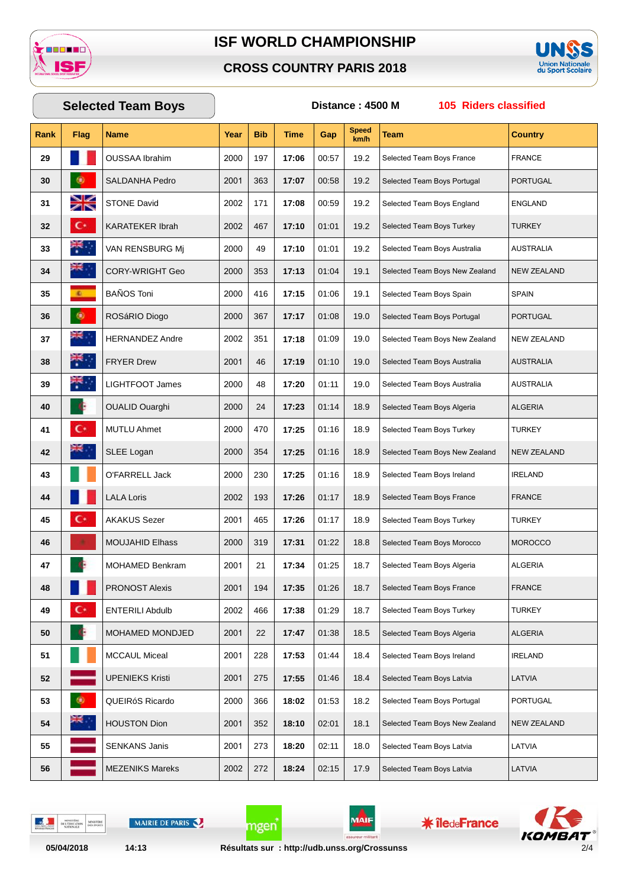# ISF WORLD CHAMPIONSHIP

## CROSS COUNTRY PARIS 2018

**Selected Team Boys** | **Distance : 4500 M** | **105 Riders classified**

| Rank | Flag | Name | Year | Bib | Time | Gap | Speed km/h | Team | Country |
|---|---|---|---|---|---|---|---|---|---|
| 29 | | OUSSAA Ibrahim | 2000 | 197 | 17:06 | 00:57 | 19.2 | Selected Team Boys France | FRANCE |
| 30 | | SALDANHA Pedro | 2001 | 363 | 17:07 | 00:58 | 19.2 | Selected Team Boys Portugal | PORTUGAL |
| 31 | | STONE David | 2002 | 171 | 17:08 | 00:59 | 19.2 | Selected Team Boys England | ENGLAND |
| 32 | | KARATEKER Ibrah | 2002 | 467 | 17:10 | 01:01 | 19.2 | Selected Team Boys Turkey | TURKEY |
| 33 | | VAN RENSBURG Mj | 2000 | 49 | 17:10 | 01:01 | 19.2 | Selected Team Boys Australia | AUSTRALIA |
| 34 | | CORY-WRIGHT Geo | 2000 | 353 | 17:13 | 01:04 | 19.1 | Selected Team Boys New Zealand | NEW ZEALAND |
| 35 | | BAÑOS Toni | 2000 | 416 | 17:15 | 01:06 | 19.1 | Selected Team Boys Spain | SPAIN |
| 36 | | ROSáRIO Diogo | 2000 | 367 | 17:17 | 01:08 | 19.0 | Selected Team Boys Portugal | PORTUGAL |
| 37 | | HERNANDEZ Andre | 2002 | 351 | 17:18 | 01:09 | 19.0 | Selected Team Boys New Zealand | NEW ZEALAND |
| 38 | | FRYER Drew | 2001 | 46 | 17:19 | 01:10 | 19.0 | Selected Team Boys Australia | AUSTRALIA |
| 39 | | LIGHTFOOT James | 2000 | 48 | 17:20 | 01:11 | 19.0 | Selected Team Boys Australia | AUSTRALIA |
| 40 | | OUALID Ouarghi | 2000 | 24 | 17:23 | 01:14 | 18.9 | Selected Team Boys Algeria | ALGERIA |
| 41 | | MUTLU Ahmet | 2000 | 470 | 17:25 | 01:16 | 18.9 | Selected Team Boys Turkey | TURKEY |
| 42 | | SLEE Logan | 2000 | 354 | 17:25 | 01:16 | 18.9 | Selected Team Boys New Zealand | NEW ZEALAND |
| 43 | | O'FARRELL Jack | 2000 | 230 | 17:25 | 01:16 | 18.9 | Selected Team Boys Ireland | IRELAND |
| 44 | | LALA Loris | 2002 | 193 | 17:26 | 01:17 | 18.9 | Selected Team Boys France | FRANCE |
| 45 | | AKAKUS Sezer | 2001 | 465 | 17:26 | 01:17 | 18.9 | Selected Team Boys Turkey | TURKEY |
| 46 | | MOUJAHID Elhass | 2000 | 319 | 17:31 | 01:22 | 18.8 | Selected Team Boys Morocco | MOROCCO |
| 47 | | MOHAMED Benkram | 2001 | 21 | 17:34 | 01:25 | 18.7 | Selected Team Boys Algeria | ALGERIA |
| 48 | | PRONOST Alexis | 2001 | 194 | 17:35 | 01:26 | 18.7 | Selected Team Boys France | FRANCE |
| 49 | | ENTERILI Abdulb | 2002 | 466 | 17:38 | 01:29 | 18.7 | Selected Team Boys Turkey | TURKEY |
| 50 | | MOHAMED MONDJED | 2001 | 22 | 17:47 | 01:38 | 18.5 | Selected Team Boys Algeria | ALGERIA |
| 51 | | MCCAUL Miceal | 2001 | 228 | 17:53 | 01:44 | 18.4 | Selected Team Boys Ireland | IRELAND |
| 52 | | UPENIEKS Kristi | 2001 | 275 | 17:55 | 01:46 | 18.4 | Selected Team Boys Latvia | LATVIA |
| 53 | | QUEIRóS Ricardo | 2000 | 366 | 18:02 | 01:53 | 18.2 | Selected Team Boys Portugal | PORTUGAL |
| 54 | | HOUSTON Dion | 2001 | 352 | 18:10 | 02:01 | 18.1 | Selected Team Boys New Zealand | NEW ZEALAND |
| 55 | | SENKANS Janis | 2001 | 273 | 18:20 | 02:11 | 18.0 | Selected Team Boys Latvia | LATVIA |
| 56 | | MEZENIKS Mareks | 2002 | 272 | 18:24 | 02:15 | 17.9 | Selected Team Boys Latvia | LATVIA |

05/04/2018 14:13 Résultats sur : http://udb.unss.org/Crossunss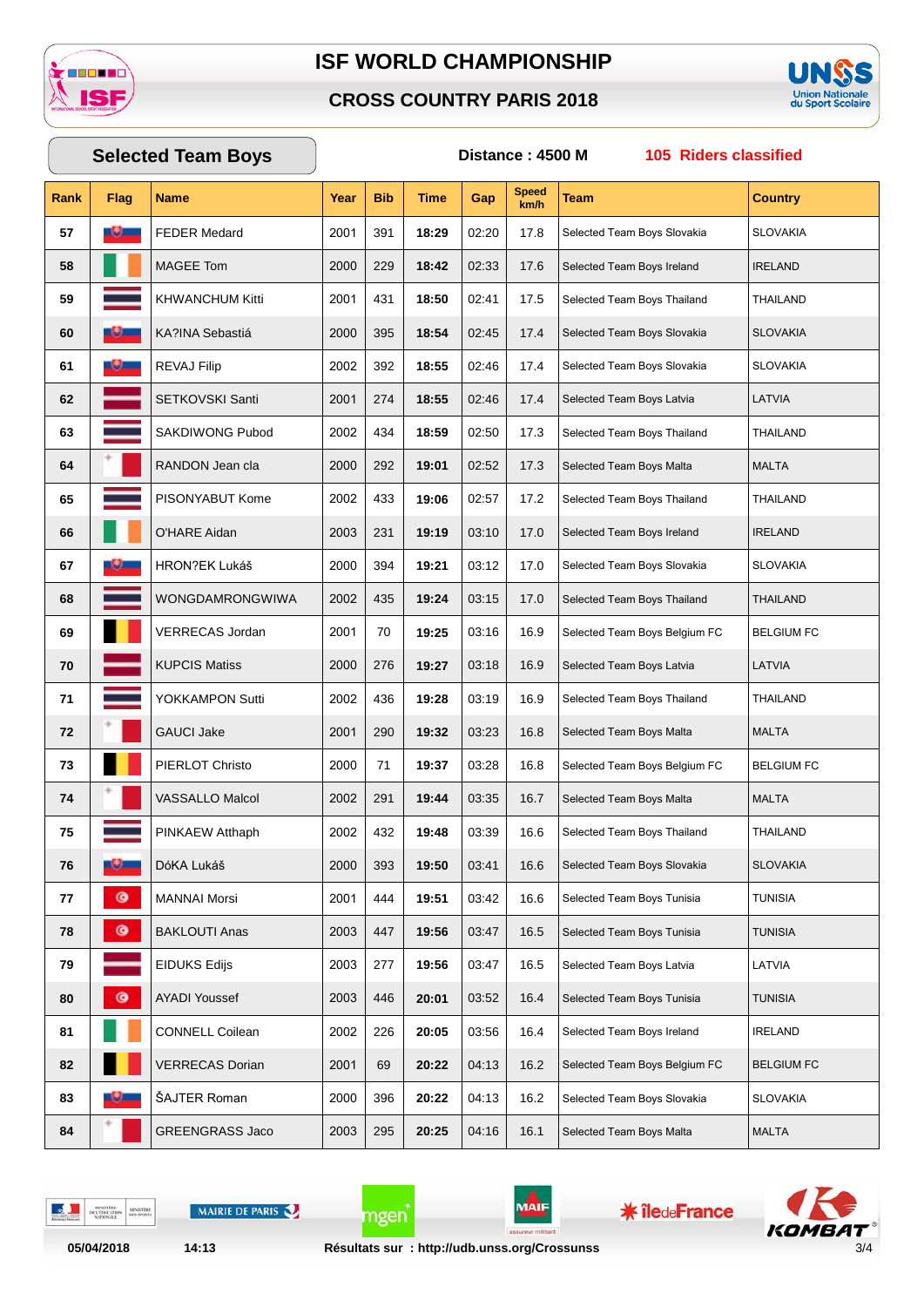# ISF WORLD CHAMPIONSHIP

## CROSS COUNTRY PARIS 2018

**Selected Team Boys** — **Distance : 4500 M** — **105 Riders classified**

| Rank | Flag | Name | Year | Bib | Time | Gap | Speed km/h | Team | Country |
|---|---|---|---|---|---|---|---|---|---|
| 57 | | FEDER Medard | 2001 | 391 | 18:29 | 02:20 | 17.8 | Selected Team Boys Slovakia | SLOVAKIA |
| 58 | | MAGEE Tom | 2000 | 229 | 18:42 | 02:33 | 17.6 | Selected Team Boys Ireland | IRELAND |
| 59 | | KHWANCHUM Kitti | 2001 | 431 | 18:50 | 02:41 | 17.5 | Selected Team Boys Thailand | THAILAND |
| 60 | | KA?INA Sebastiá | 2000 | 395 | 18:54 | 02:45 | 17.4 | Selected Team Boys Slovakia | SLOVAKIA |
| 61 | | REVAJ Filip | 2002 | 392 | 18:55 | 02:46 | 17.4 | Selected Team Boys Slovakia | SLOVAKIA |
| 62 | | SETKOVSKI Santi | 2001 | 274 | 18:55 | 02:46 | 17.4 | Selected Team Boys Latvia | LATVIA |
| 63 | | SAKDIWONG Pubod | 2002 | 434 | 18:59 | 02:50 | 17.3 | Selected Team Boys Thailand | THAILAND |
| 64 | | RANDON Jean cla | 2000 | 292 | 19:01 | 02:52 | 17.3 | Selected Team Boys Malta | MALTA |
| 65 | | PISONYABUT Kome | 2002 | 433 | 19:06 | 02:57 | 17.2 | Selected Team Boys Thailand | THAILAND |
| 66 | | O'HARE Aidan | 2003 | 231 | 19:19 | 03:10 | 17.0 | Selected Team Boys Ireland | IRELAND |
| 67 | | HRON?EK Lukáš | 2000 | 394 | 19:21 | 03:12 | 17.0 | Selected Team Boys Slovakia | SLOVAKIA |
| 68 | | WONGDAMRONGWIWA | 2002 | 435 | 19:24 | 03:15 | 17.0 | Selected Team Boys Thailand | THAILAND |
| 69 | | VERRECAS Jordan | 2001 | 70 | 19:25 | 03:16 | 16.9 | Selected Team Boys Belgium FC | BELGIUM FC |
| 70 | | KUPCIS Matiss | 2000 | 276 | 19:27 | 03:18 | 16.9 | Selected Team Boys Latvia | LATVIA |
| 71 | | YOKKAMPON Sutti | 2002 | 436 | 19:28 | 03:19 | 16.9 | Selected Team Boys Thailand | THAILAND |
| 72 | | GAUCI Jake | 2001 | 290 | 19:32 | 03:23 | 16.8 | Selected Team Boys Malta | MALTA |
| 73 | | PIERLOT Christo | 2000 | 71 | 19:37 | 03:28 | 16.8 | Selected Team Boys Belgium FC | BELGIUM FC |
| 74 | | VASSALLO Malcol | 2002 | 291 | 19:44 | 03:35 | 16.7 | Selected Team Boys Malta | MALTA |
| 75 | | PINKAEW Atthaph | 2002 | 432 | 19:48 | 03:39 | 16.6 | Selected Team Boys Thailand | THAILAND |
| 76 | | DóKA Lukáš | 2000 | 393 | 19:50 | 03:41 | 16.6 | Selected Team Boys Slovakia | SLOVAKIA |
| 77 | | MANNAI Morsi | 2001 | 444 | 19:51 | 03:42 | 16.6 | Selected Team Boys Tunisia | TUNISIA |
| 78 | | BAKLOUTI Anas | 2003 | 447 | 19:56 | 03:47 | 16.5 | Selected Team Boys Tunisia | TUNISIA |
| 79 | | EIDUKS Edijs | 2003 | 277 | 19:56 | 03:47 | 16.5 | Selected Team Boys Latvia | LATVIA |
| 80 | | AYADI Youssef | 2003 | 446 | 20:01 | 03:52 | 16.4 | Selected Team Boys Tunisia | TUNISIA |
| 81 | | CONNELL Coilean | 2002 | 226 | 20:05 | 03:56 | 16.4 | Selected Team Boys Ireland | IRELAND |
| 82 | | VERRECAS Dorian | 2001 | 69 | 20:22 | 04:13 | 16.2 | Selected Team Boys Belgium FC | BELGIUM FC |
| 83 | | ŠAJTER Roman | 2000 | 396 | 20:22 | 04:13 | 16.2 | Selected Team Boys Slovakia | SLOVAKIA |
| 84 | | GREENGRASS Jaco | 2003 | 295 | 20:25 | 04:16 | 16.1 | Selected Team Boys Malta | MALTA |

05/04/2018 14:13 Résultats sur : http://udb.unss.org/Crossunss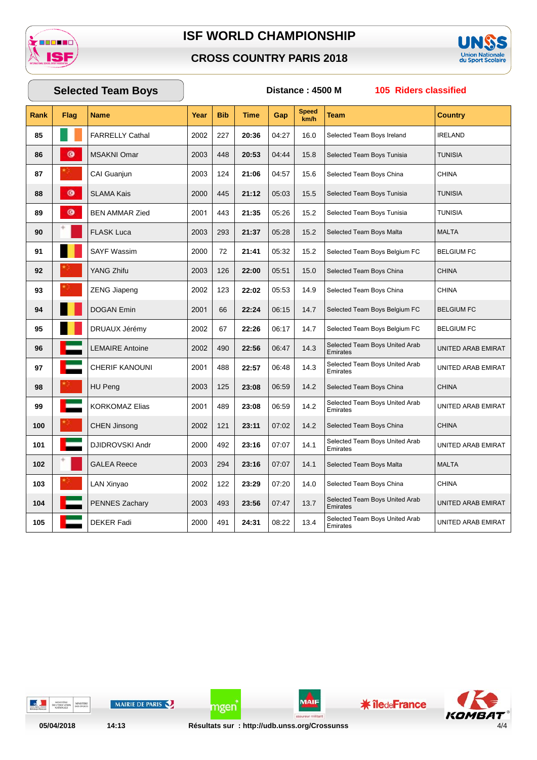# ISF WORLD CHAMPIONSHIP

## CROSS COUNTRY PARIS 2018

**Selected Team Boys** | **Distance : 4500 M** | **105 Riders classified**

| Rank | Flag | Name | Year | Bib | Time | Gap | Speed km/h | Team | Country |
|---|---|---|---|---|---|---|---|---|---|
| 85 | | FARRELLY Cathal | 2002 | 227 | 20:36 | 04:27 | 16.0 | Selected Team Boys Ireland | IRELAND |
| 86 | | MSAKNI Omar | 2003 | 448 | 20:53 | 04:44 | 15.8 | Selected Team Boys Tunisia | TUNISIA |
| 87 | | CAI Guanjun | 2003 | 124 | 21:06 | 04:57 | 15.6 | Selected Team Boys China | CHINA |
| 88 | | SLAMA Kais | 2000 | 445 | 21:12 | 05:03 | 15.5 | Selected Team Boys Tunisia | TUNISIA |
| 89 | | BEN AMMAR Zied | 2001 | 443 | 21:35 | 05:26 | 15.2 | Selected Team Boys Tunisia | TUNISIA |
| 90 | | FLASK Luca | 2003 | 293 | 21:37 | 05:28 | 15.2 | Selected Team Boys Malta | MALTA |
| 91 | | SAYF Wassim | 2000 | 72 | 21:41 | 05:32 | 15.2 | Selected Team Boys Belgium FC | BELGIUM FC |
| 92 | | YANG Zhifu | 2003 | 126 | 22:00 | 05:51 | 15.0 | Selected Team Boys China | CHINA |
| 93 | | ZENG Jiapeng | 2002 | 123 | 22:02 | 05:53 | 14.9 | Selected Team Boys China | CHINA |
| 94 | | DOGAN Emin | 2001 | 66 | 22:24 | 06:15 | 14.7 | Selected Team Boys Belgium FC | BELGIUM FC |
| 95 | | DRUAUX Jérémy | 2002 | 67 | 22:26 | 06:17 | 14.7 | Selected Team Boys Belgium FC | BELGIUM FC |
| 96 | | LEMAIRE Antoine | 2002 | 490 | 22:56 | 06:47 | 14.3 | Selected Team Boys United Arab Emirates | UNITED ARAB EMIRAT |
| 97 | | CHERIF KANOUNI | 2001 | 488 | 22:57 | 06:48 | 14.3 | Selected Team Boys United Arab Emirates | UNITED ARAB EMIRAT |
| 98 | | HU Peng | 2003 | 125 | 23:08 | 06:59 | 14.2 | Selected Team Boys China | CHINA |
| 99 | | KORKOMAZ Elias | 2001 | 489 | 23:08 | 06:59 | 14.2 | Selected Team Boys United Arab Emirates | UNITED ARAB EMIRAT |
| 100 | | CHEN Jinsong | 2002 | 121 | 23:11 | 07:02 | 14.2 | Selected Team Boys China | CHINA |
| 101 | | DJIDROVSKI Andr | 2000 | 492 | 23:16 | 07:07 | 14.1 | Selected Team Boys United Arab Emirates | UNITED ARAB EMIRAT |
| 102 | | GALEA Reece | 2003 | 294 | 23:16 | 07:07 | 14.1 | Selected Team Boys Malta | MALTA |
| 103 | | LAN Xinyao | 2002 | 122 | 23:29 | 07:20 | 14.0 | Selected Team Boys China | CHINA |
| 104 | | PENNES Zachary | 2003 | 493 | 23:56 | 07:47 | 13.7 | Selected Team Boys United Arab Emirates | UNITED ARAB EMIRAT |
| 105 | | DEKER Fadi | 2000 | 491 | 24:31 | 08:22 | 13.4 | Selected Team Boys United Arab Emirates | UNITED ARAB EMIRAT |

05/04/2018 14:13 Résultats sur : http://udb.unss.org/Crossunss